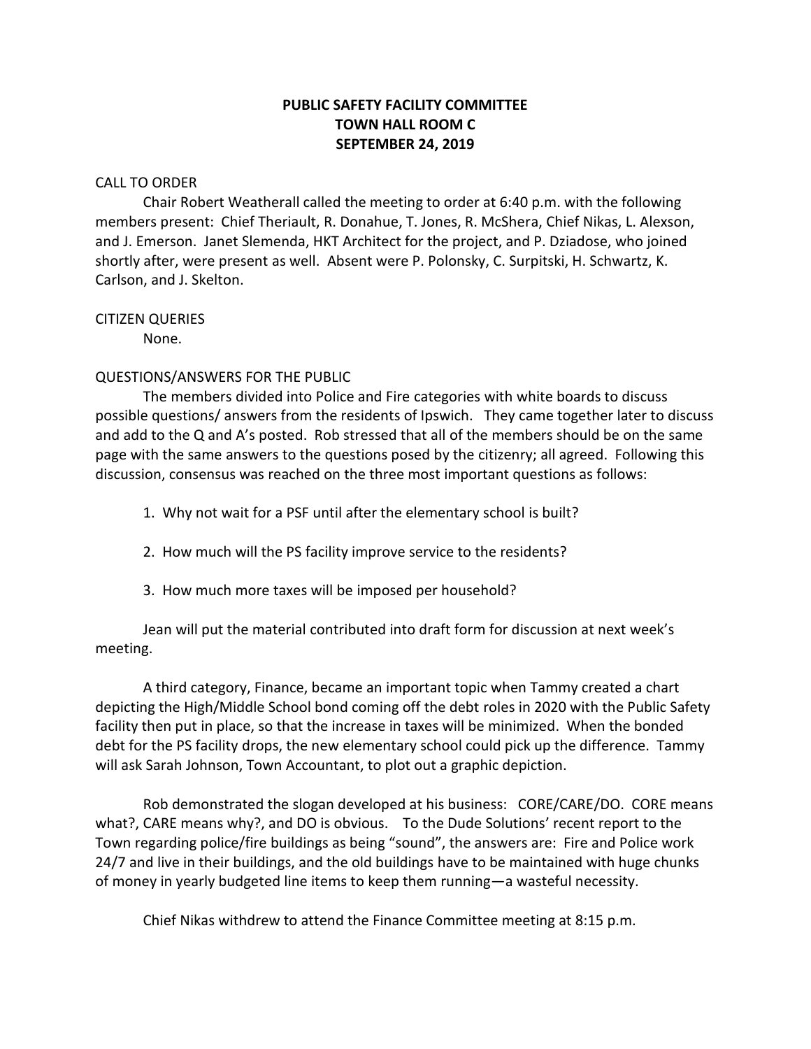# PUBLIC SAFETY FACILITY COMMITTEE
# TOWN HALL ROOM C
# SEPTEMBER 24, 2019

CALL TO ORDER

Chair Robert Weatherall called the meeting to order at 6:40 p.m. with the following members present: Chief Theriault, R. Donahue, T. Jones, R. McShera, Chief Nikas, L. Alexson, and J. Emerson. Janet Slemenda, HKT Architect for the project, and P. Dziadose, who joined shortly after, were present as well. Absent were P. Polonsky, C. Surpitski, H. Schwartz, K. Carlson, and J. Skelton.

CITIZEN QUERIES

None.

QUESTIONS/ANSWERS FOR THE PUBLIC

The members divided into Police and Fire categories with white boards to discuss possible questions/ answers from the residents of Ipswich. They came together later to discuss and add to the Q and A's posted. Rob stressed that all of the members should be on the same page with the same answers to the questions posed by the citizenry; all agreed. Following this discussion, consensus was reached on the three most important questions as follows:

1. Why not wait for a PSF until after the elementary school is built?
2. How much will the PS facility improve service to the residents?
3. How much more taxes will be imposed per household?

Jean will put the material contributed into draft form for discussion at next week's meeting.

A third category, Finance, became an important topic when Tammy created a chart depicting the High/Middle School bond coming off the debt roles in 2020 with the Public Safety facility then put in place, so that the increase in taxes will be minimized. When the bonded debt for the PS facility drops, the new elementary school could pick up the difference. Tammy will ask Sarah Johnson, Town Accountant, to plot out a graphic depiction.

Rob demonstrated the slogan developed at his business: CORE/CARE/DO. CORE means what?, CARE means why?, and DO is obvious. To the Dude Solutions' recent report to the Town regarding police/fire buildings as being "sound", the answers are: Fire and Police work 24/7 and live in their buildings, and the old buildings have to be maintained with huge chunks of money in yearly budgeted line items to keep them running—a wasteful necessity.

Chief Nikas withdrew to attend the Finance Committee meeting at 8:15 p.m.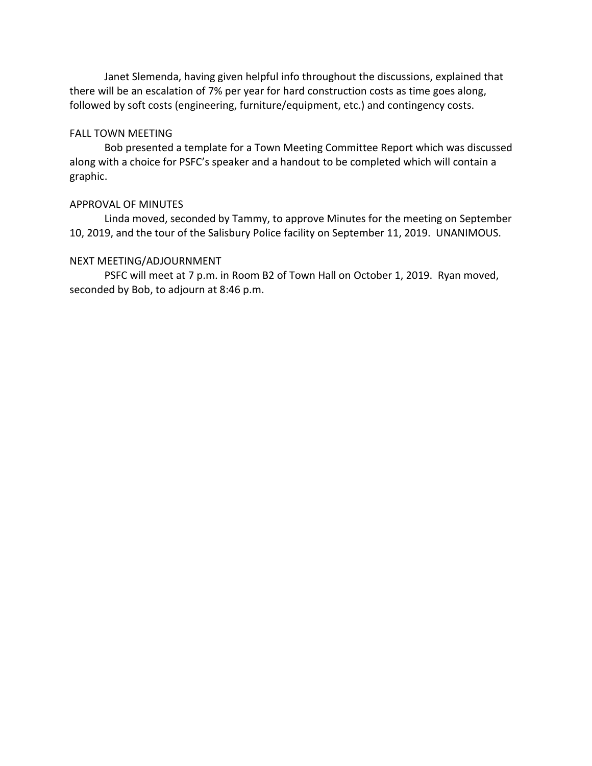Janet Slemenda, having given helpful info throughout the discussions, explained that there will be an escalation of 7% per year for hard construction costs as time goes along, followed by soft costs (engineering, furniture/equipment, etc.) and contingency costs.

## FALL TOWN MEETING

Bob presented a template for a Town Meeting Committee Report which was discussed along with a choice for PSFC's speaker and a handout to be completed which will contain a graphic.

## APPROVAL OF MINUTES

Linda moved, seconded by Tammy, to approve Minutes for the meeting on September 10, 2019, and the tour of the Salisbury Police facility on September 11, 2019. UNANIMOUS.

## NEXT MEETING/ADJOURNMENT

PSFC will meet at 7 p.m. in Room B2 of Town Hall on October 1, 2019. Ryan moved, seconded by Bob, to adjourn at 8:46 p.m.